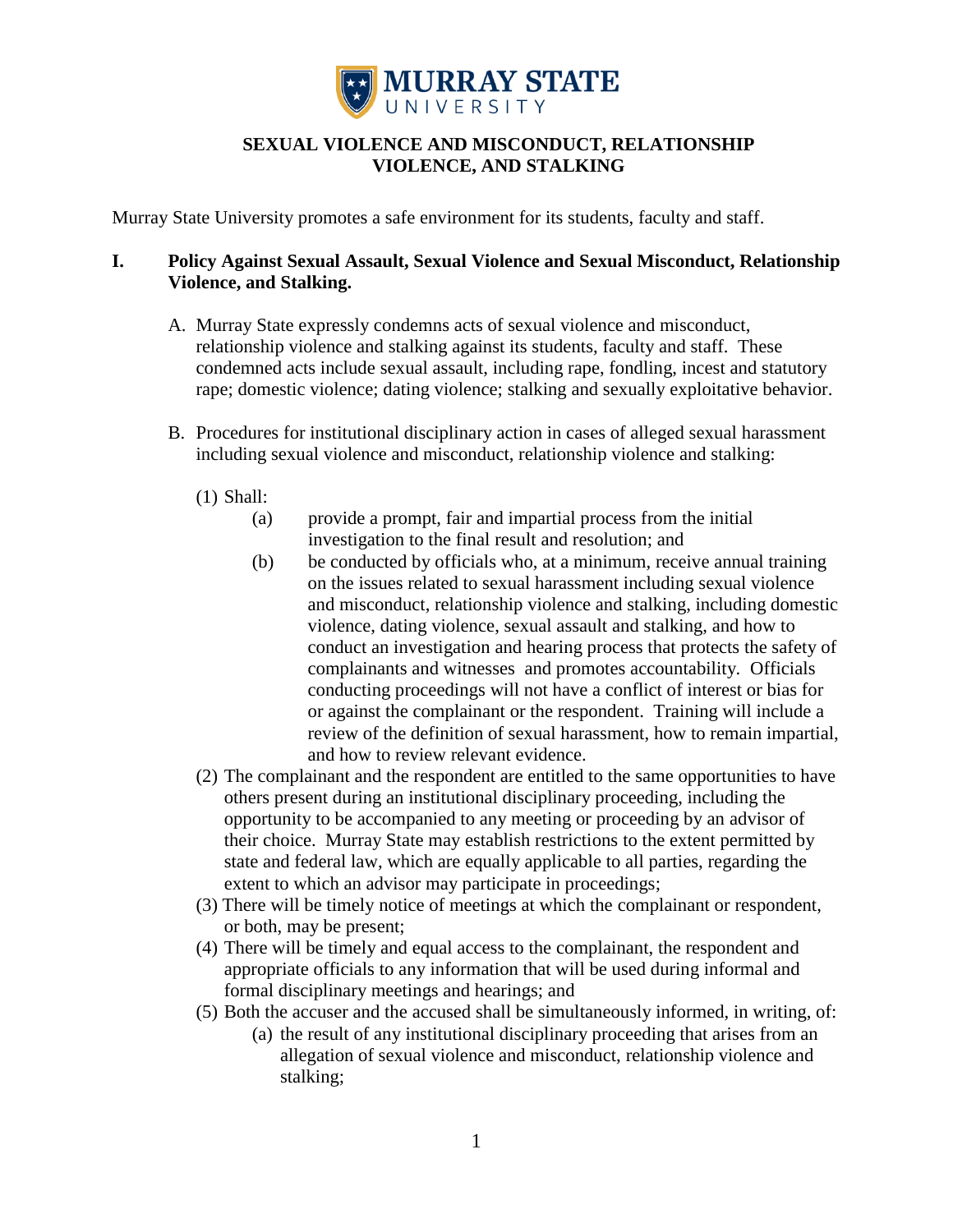MURRAY STATE UNIVERSITY

# SEXUAL VIOLENCE AND MISCONDUCT, RELATIONSHIP VIOLENCE, AND STALKING

Murray State University promotes a safe environment for its students, faculty and staff.

## I. Policy Against Sexual Assault, Sexual Violence and Sexual Misconduct, Relationship Violence, and Stalking.

A. Murray State expressly condemns acts of sexual violence and misconduct, relationship violence and stalking against its students, faculty and staff. These condemned acts include sexual assault, including rape, fondling, incest and statutory rape; domestic violence; dating violence; stalking and sexually exploitative behavior.

B. Procedures for institutional disciplinary action in cases of alleged sexual harassment including sexual violence and misconduct, relationship violence and stalking:

(1) Shall:

(a) provide a prompt, fair and impartial process from the initial investigation to the final result and resolution; and

(b) be conducted by officials who, at a minimum, receive annual training on the issues related to sexual harassment including sexual violence and misconduct, relationship violence and stalking, including domestic violence, dating violence, sexual assault and stalking, and how to conduct an investigation and hearing process that protects the safety of complainants and witnesses and promotes accountability. Officials conducting proceedings will not have a conflict of interest or bias for or against the complainant or the respondent. Training will include a review of the definition of sexual harassment, how to remain impartial, and how to review relevant evidence.

(2) The complainant and the respondent are entitled to the same opportunities to have others present during an institutional disciplinary proceeding, including the opportunity to be accompanied to any meeting or proceeding by an advisor of their choice. Murray State may establish restrictions to the extent permitted by state and federal law, which are equally applicable to all parties, regarding the extent to which an advisor may participate in proceedings;

(3) There will be timely notice of meetings at which the complainant or respondent, or both, may be present;

(4) There will be timely and equal access to the complainant, the respondent and appropriate officials to any information that will be used during informal and formal disciplinary meetings and hearings; and

(5) Both the accuser and the accused shall be simultaneously informed, in writing, of:

(a) the result of any institutional disciplinary proceeding that arises from an allegation of sexual violence and misconduct, relationship violence and stalking;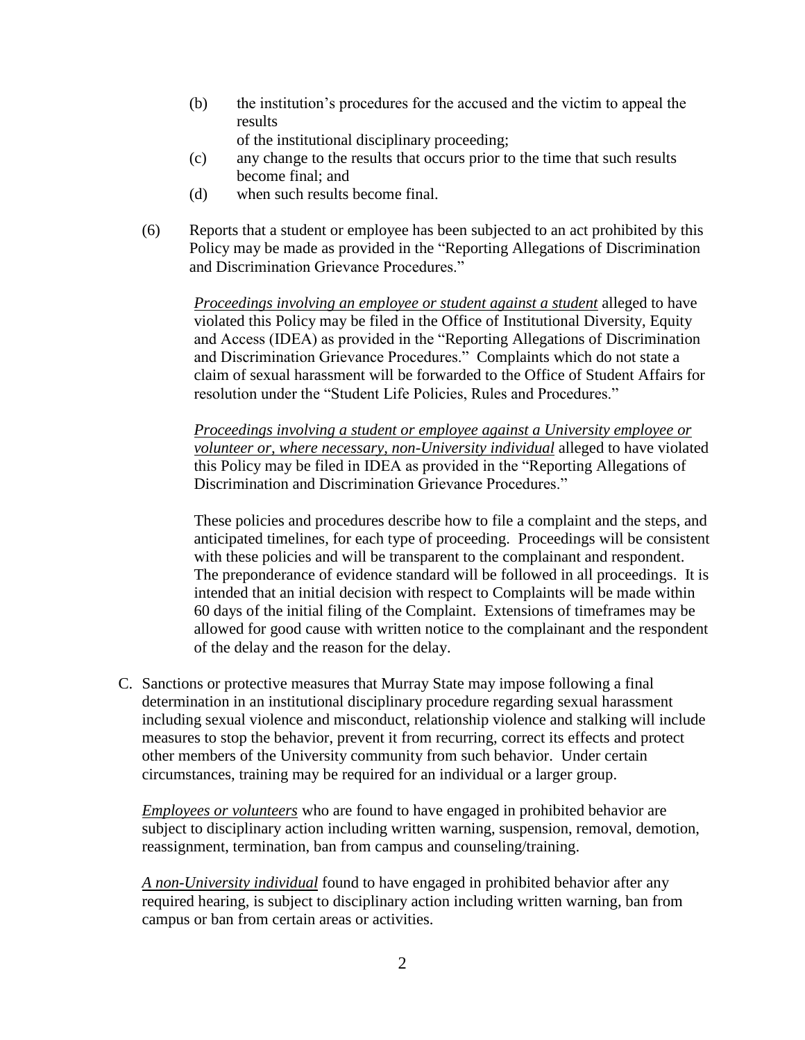(b) the institution's procedures for the accused and the victim to appeal the results of the institutional disciplinary proceeding;

(c) any change to the results that occurs prior to the time that such results become final; and

(d) when such results become final.

(6) Reports that a student or employee has been subjected to an act prohibited by this Policy may be made as provided in the "Reporting Allegations of Discrimination and Discrimination Grievance Procedures."

*Proceedings involving an employee or student against a student* alleged to have violated this Policy may be filed in the Office of Institutional Diversity, Equity and Access (IDEA) as provided in the "Reporting Allegations of Discrimination and Discrimination Grievance Procedures." Complaints which do not state a claim of sexual harassment will be forwarded to the Office of Student Affairs for resolution under the "Student Life Policies, Rules and Procedures."

*Proceedings involving a student or employee against a University employee or volunteer or, where necessary, non-University individual* alleged to have violated this Policy may be filed in IDEA as provided in the "Reporting Allegations of Discrimination and Discrimination Grievance Procedures."

These policies and procedures describe how to file a complaint and the steps, and anticipated timelines, for each type of proceeding. Proceedings will be consistent with these policies and will be transparent to the complainant and respondent. The preponderance of evidence standard will be followed in all proceedings. It is intended that an initial decision with respect to Complaints will be made within 60 days of the initial filing of the Complaint. Extensions of timeframes may be allowed for good cause with written notice to the complainant and the respondent of the delay and the reason for the delay.

C. Sanctions or protective measures that Murray State may impose following a final determination in an institutional disciplinary procedure regarding sexual harassment including sexual violence and misconduct, relationship violence and stalking will include measures to stop the behavior, prevent it from recurring, correct its effects and protect other members of the University community from such behavior. Under certain circumstances, training may be required for an individual or a larger group.

*Employees or volunteers* who are found to have engaged in prohibited behavior are subject to disciplinary action including written warning, suspension, removal, demotion, reassignment, termination, ban from campus and counseling/training.

*A non-University individual* found to have engaged in prohibited behavior after any required hearing, is subject to disciplinary action including written warning, ban from campus or ban from certain areas or activities.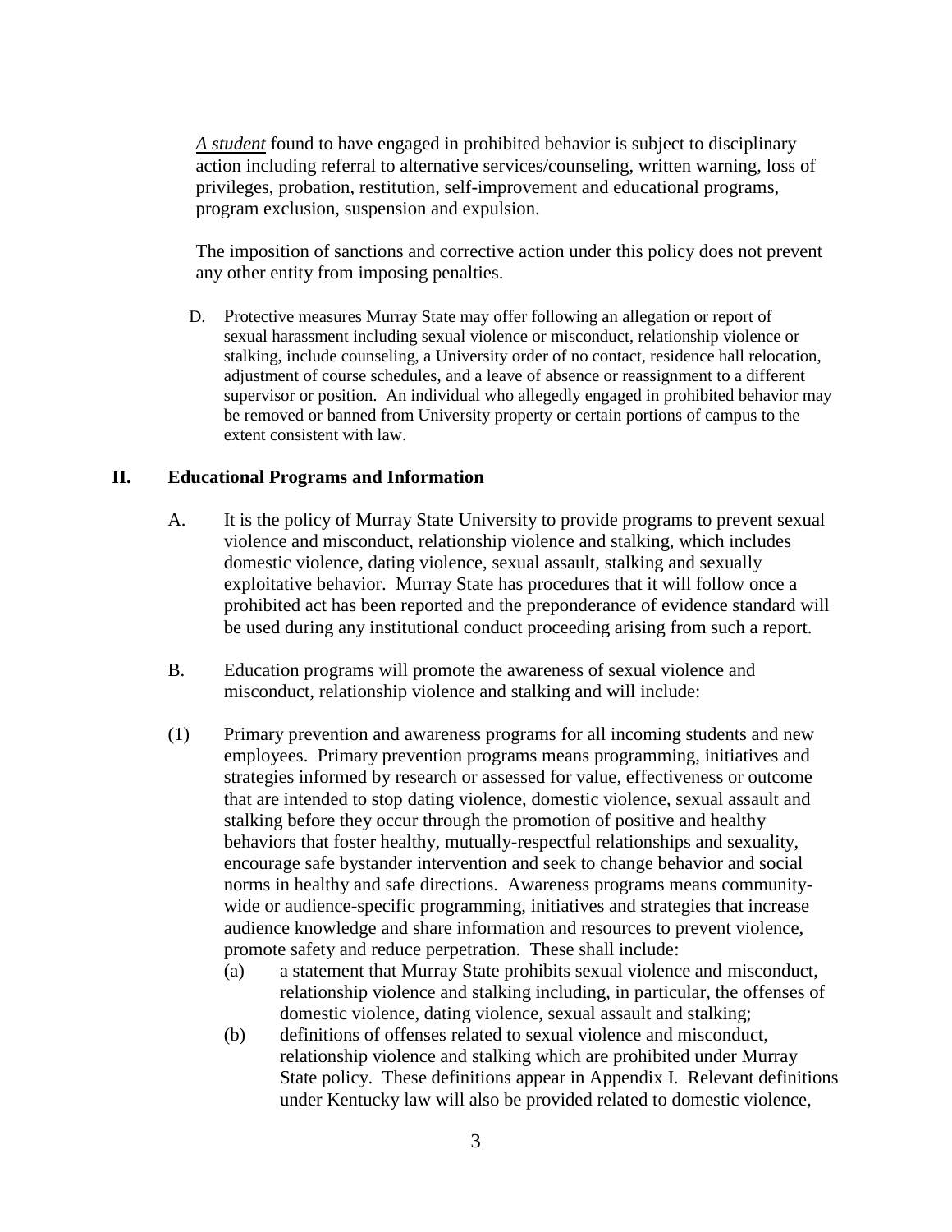***A student*** found to have engaged in prohibited behavior is subject to disciplinary action including referral to alternative services/counseling, written warning, loss of privileges, probation, restitution, self-improvement and educational programs, program exclusion, suspension and expulsion.

The imposition of sanctions and corrective action under this policy does not prevent any other entity from imposing penalties.

D. Protective measures Murray State may offer following an allegation or report of sexual harassment including sexual violence or misconduct, relationship violence or stalking, include counseling, a University order of no contact, residence hall relocation, adjustment of course schedules, and a leave of absence or reassignment to a different supervisor or position. An individual who allegedly engaged in prohibited behavior may be removed or banned from University property or certain portions of campus to the extent consistent with law.

## II. Educational Programs and Information

A. It is the policy of Murray State University to provide programs to prevent sexual violence and misconduct, relationship violence and stalking, which includes domestic violence, dating violence, sexual assault, stalking and sexually exploitative behavior. Murray State has procedures that it will follow once a prohibited act has been reported and the preponderance of evidence standard will be used during any institutional conduct proceeding arising from such a report.

B. Education programs will promote the awareness of sexual violence and misconduct, relationship violence and stalking and will include:

(1) Primary prevention and awareness programs for all incoming students and new employees. Primary prevention programs means programming, initiatives and strategies informed by research or assessed for value, effectiveness or outcome that are intended to stop dating violence, domestic violence, sexual assault and stalking before they occur through the promotion of positive and healthy behaviors that foster healthy, mutually-respectful relationships and sexuality, encourage safe bystander intervention and seek to change behavior and social norms in healthy and safe directions. Awareness programs means community-wide or audience-specific programming, initiatives and strategies that increase audience knowledge and share information and resources to prevent violence, promote safety and reduce perpetration. These shall include:

- (a) a statement that Murray State prohibits sexual violence and misconduct, relationship violence and stalking including, in particular, the offenses of domestic violence, dating violence, sexual assault and stalking;
- (b) definitions of offenses related to sexual violence and misconduct, relationship violence and stalking which are prohibited under Murray State policy. These definitions appear in Appendix I. Relevant definitions under Kentucky law will also be provided related to domestic violence,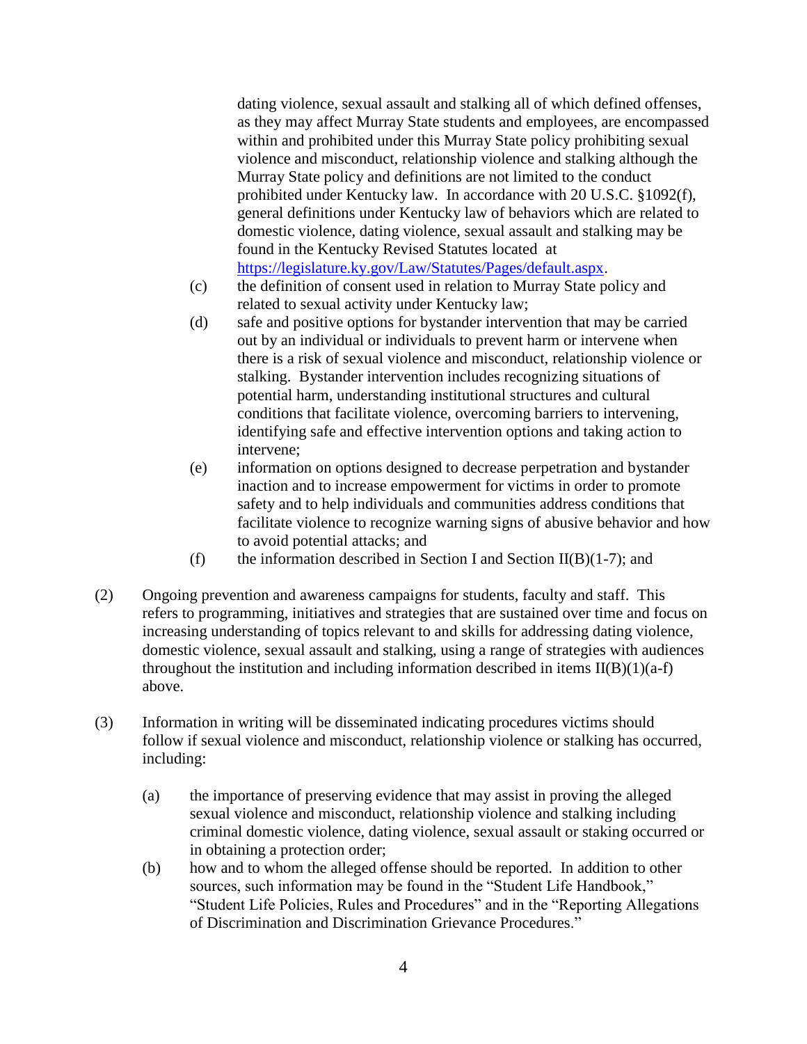dating violence, sexual assault and stalking all of which defined offenses, as they may affect Murray State students and employees, are encompassed within and prohibited under this Murray State policy prohibiting sexual violence and misconduct, relationship violence and stalking although the Murray State policy and definitions are not limited to the conduct prohibited under Kentucky law. In accordance with 20 U.S.C. §1092(f), general definitions under Kentucky law of behaviors which are related to domestic violence, dating violence, sexual assault and stalking may be found in the Kentucky Revised Statutes located at https://legislature.ky.gov/Law/Statutes/Pages/default.aspx.

(c) the definition of consent used in relation to Murray State policy and related to sexual activity under Kentucky law;

(d) safe and positive options for bystander intervention that may be carried out by an individual or individuals to prevent harm or intervene when there is a risk of sexual violence and misconduct, relationship violence or stalking. Bystander intervention includes recognizing situations of potential harm, understanding institutional structures and cultural conditions that facilitate violence, overcoming barriers to intervening, identifying safe and effective intervention options and taking action to intervene;

(e) information on options designed to decrease perpetration and bystander inaction and to increase empowerment for victims in order to promote safety and to help individuals and communities address conditions that facilitate violence to recognize warning signs of abusive behavior and how to avoid potential attacks; and

(f) the information described in Section I and Section II(B)(1-7); and

(2) Ongoing prevention and awareness campaigns for students, faculty and staff. This refers to programming, initiatives and strategies that are sustained over time and focus on increasing understanding of topics relevant to and skills for addressing dating violence, domestic violence, sexual assault and stalking, using a range of strategies with audiences throughout the institution and including information described in items II(B)(1)(a-f) above.

(3) Information in writing will be disseminated indicating procedures victims should follow if sexual violence and misconduct, relationship violence or stalking has occurred, including:

(a) the importance of preserving evidence that may assist in proving the alleged sexual violence and misconduct, relationship violence and stalking including criminal domestic violence, dating violence, sexual assault or staking occurred or in obtaining a protection order;

(b) how and to whom the alleged offense should be reported. In addition to other sources, such information may be found in the "Student Life Handbook," "Student Life Policies, Rules and Procedures" and in the "Reporting Allegations of Discrimination and Discrimination Grievance Procedures."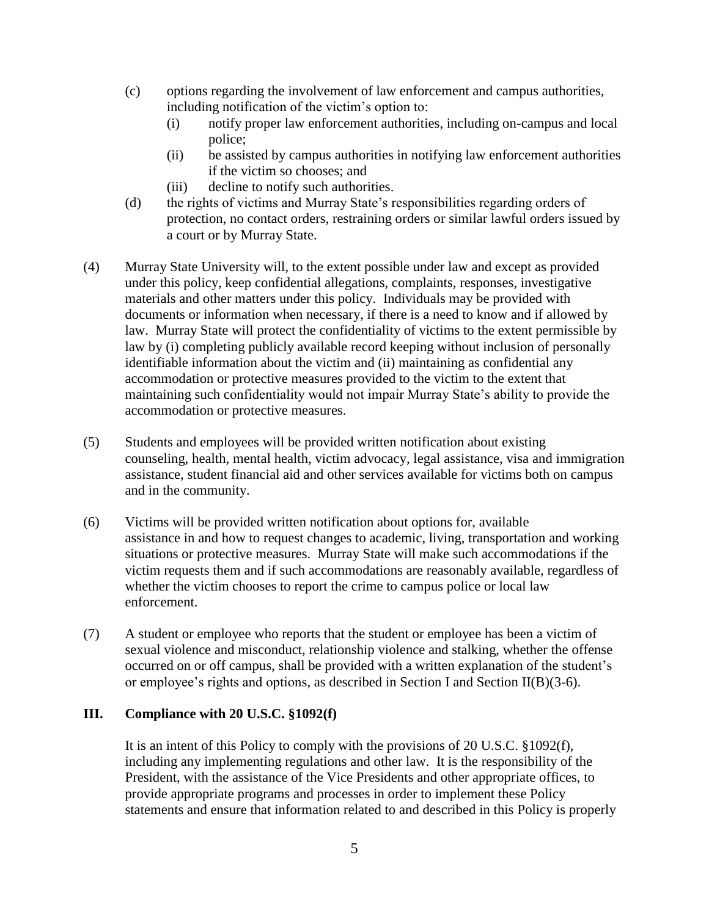(c) options regarding the involvement of law enforcement and campus authorities, including notification of the victim's option to:

  (i) notify proper law enforcement authorities, including on-campus and local police;

  (ii) be assisted by campus authorities in notifying law enforcement authorities if the victim so chooses; and

  (iii) decline to notify such authorities.

(d) the rights of victims and Murray State's responsibilities regarding orders of protection, no contact orders, restraining orders or similar lawful orders issued by a court or by Murray State.

(4) Murray State University will, to the extent possible under law and except as provided under this policy, keep confidential allegations, complaints, responses, investigative materials and other matters under this policy. Individuals may be provided with documents or information when necessary, if there is a need to know and if allowed by law. Murray State will protect the confidentiality of victims to the extent permissible by law by (i) completing publicly available record keeping without inclusion of personally identifiable information about the victim and (ii) maintaining as confidential any accommodation or protective measures provided to the victim to the extent that maintaining such confidentiality would not impair Murray State's ability to provide the accommodation or protective measures.

(5) Students and employees will be provided written notification about existing counseling, health, mental health, victim advocacy, legal assistance, visa and immigration assistance, student financial aid and other services available for victims both on campus and in the community.

(6) Victims will be provided written notification about options for, available assistance in and how to request changes to academic, living, transportation and working situations or protective measures. Murray State will make such accommodations if the victim requests them and if such accommodations are reasonably available, regardless of whether the victim chooses to report the crime to campus police or local law enforcement.

(7) A student or employee who reports that the student or employee has been a victim of sexual violence and misconduct, relationship violence and stalking, whether the offense occurred on or off campus, shall be provided with a written explanation of the student's or employee's rights and options, as described in Section I and Section II(B)(3-6).

## III. Compliance with 20 U.S.C. §1092(f)

It is an intent of this Policy to comply with the provisions of 20 U.S.C. §1092(f), including any implementing regulations and other law. It is the responsibility of the President, with the assistance of the Vice Presidents and other appropriate offices, to provide appropriate programs and processes in order to implement these Policy statements and ensure that information related to and described in this Policy is properly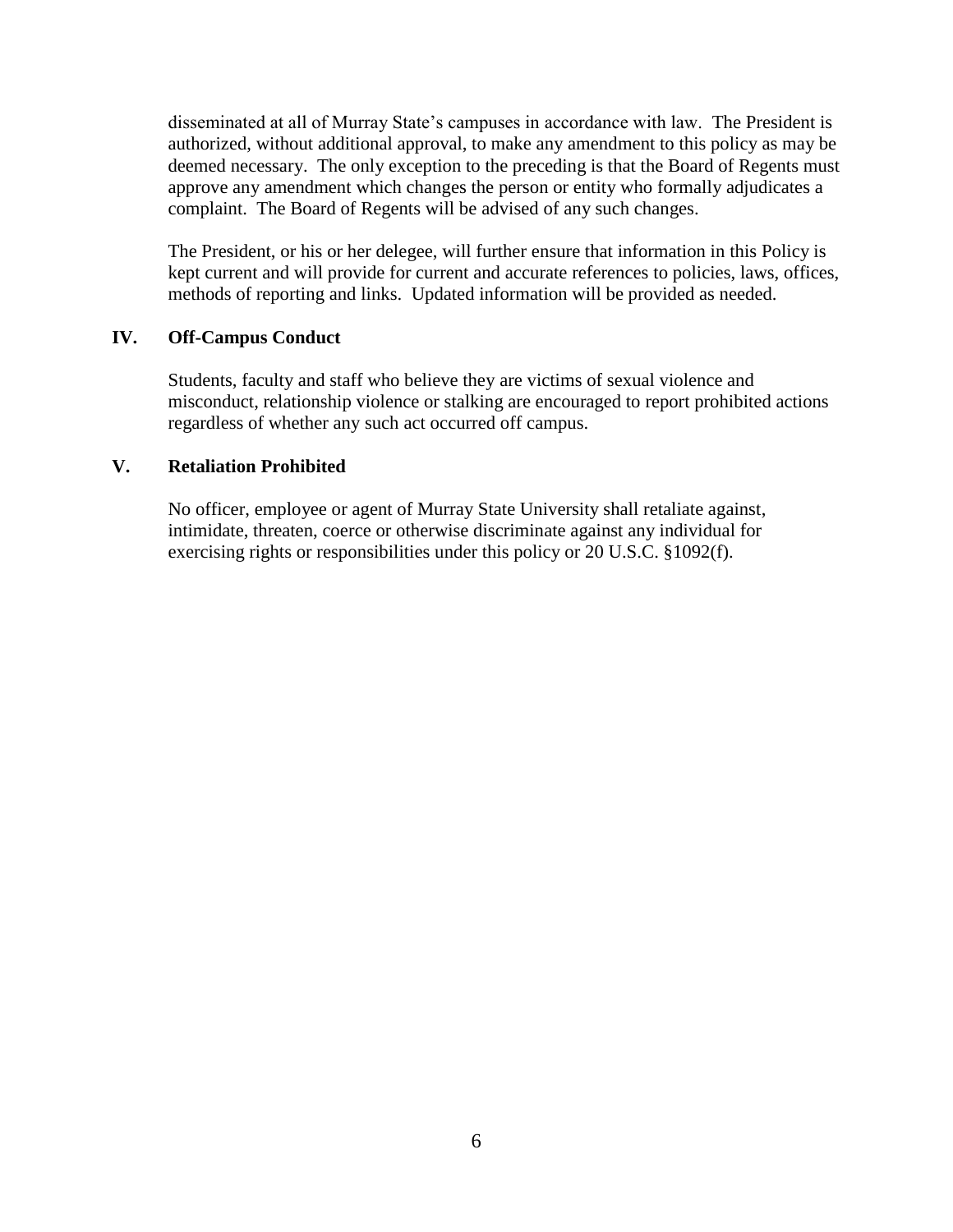disseminated at all of Murray State's campuses in accordance with law. The President is authorized, without additional approval, to make any amendment to this policy as may be deemed necessary. The only exception to the preceding is that the Board of Regents must approve any amendment which changes the person or entity who formally adjudicates a complaint. The Board of Regents will be advised of any such changes.

The President, or his or her delegee, will further ensure that information in this Policy is kept current and will provide for current and accurate references to policies, laws, offices, methods of reporting and links. Updated information will be provided as needed.

## IV. Off-Campus Conduct

Students, faculty and staff who believe they are victims of sexual violence and misconduct, relationship violence or stalking are encouraged to report prohibited actions regardless of whether any such act occurred off campus.

## V. Retaliation Prohibited

No officer, employee or agent of Murray State University shall retaliate against, intimidate, threaten, coerce or otherwise discriminate against any individual for exercising rights or responsibilities under this policy or 20 U.S.C. §1092(f).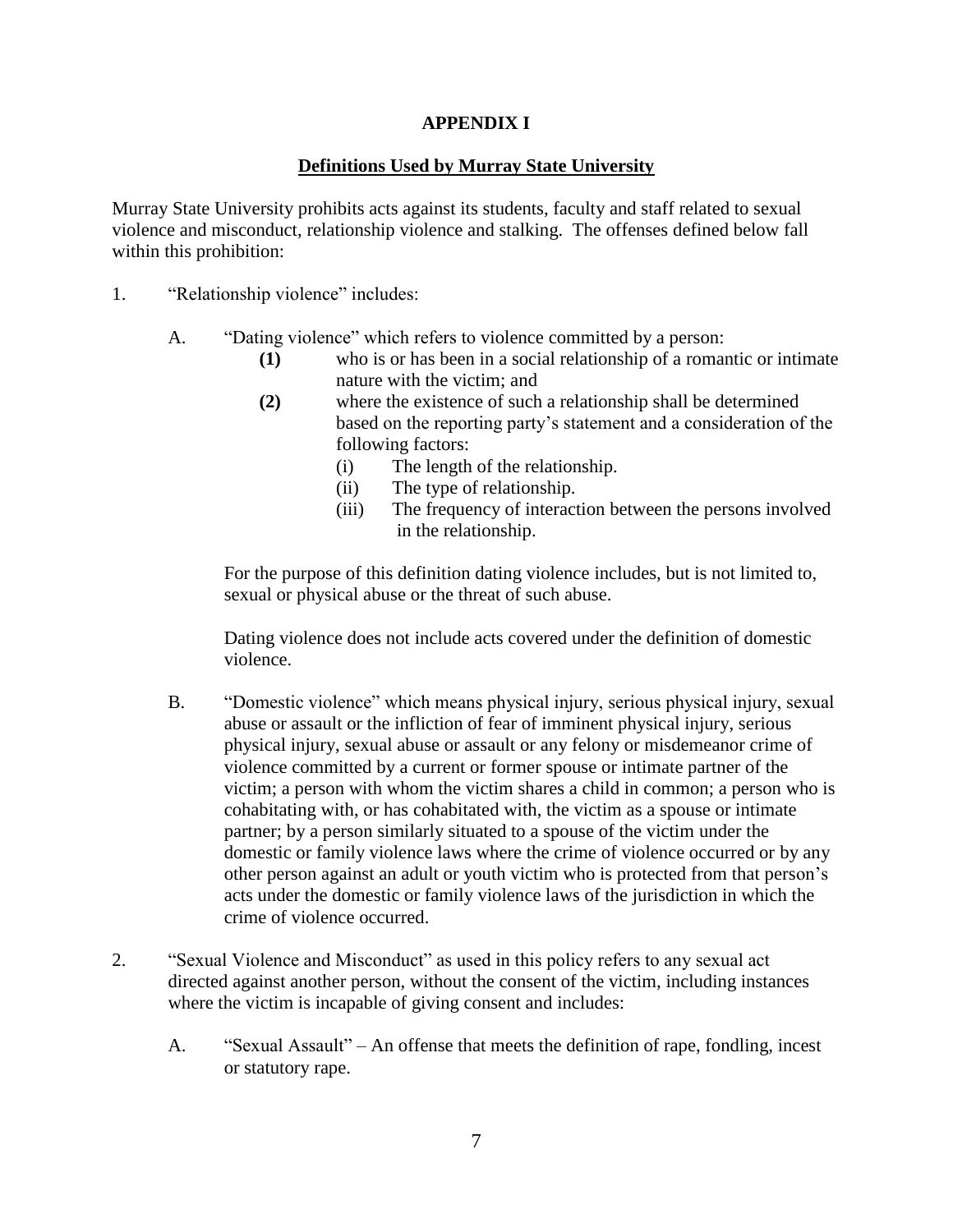# APPENDIX I

## Definitions Used by Murray State University

Murray State University prohibits acts against its students, faculty and staff related to sexual violence and misconduct, relationship violence and stalking. The offenses defined below fall within this prohibition:

1. "Relationship violence" includes:

   A. "Dating violence" which refers to violence committed by a person:

      **(1)** who is or has been in a social relationship of a romantic or intimate nature with the victim; and

      **(2)** where the existence of such a relationship shall be determined based on the reporting party's statement and a consideration of the following factors:

         (i) The length of the relationship.

         (ii) The type of relationship.

         (iii) The frequency of interaction between the persons involved in the relationship.

   For the purpose of this definition dating violence includes, but is not limited to, sexual or physical abuse or the threat of such abuse.

   Dating violence does not include acts covered under the definition of domestic violence.

   B. "Domestic violence" which means physical injury, serious physical injury, sexual abuse or assault or the infliction of fear of imminent physical injury, serious physical injury, sexual abuse or assault or any felony or misdemeanor crime of violence committed by a current or former spouse or intimate partner of the victim; a person with whom the victim shares a child in common; a person who is cohabitating with, or has cohabitated with, the victim as a spouse or intimate partner; by a person similarly situated to a spouse of the victim under the domestic or family violence laws where the crime of violence occurred or by any other person against an adult or youth victim who is protected from that person's acts under the domestic or family violence laws of the jurisdiction in which the crime of violence occurred.

2. "Sexual Violence and Misconduct" as used in this policy refers to any sexual act directed against another person, without the consent of the victim, including instances where the victim is incapable of giving consent and includes:

   A. "Sexual Assault" – An offense that meets the definition of rape, fondling, incest or statutory rape.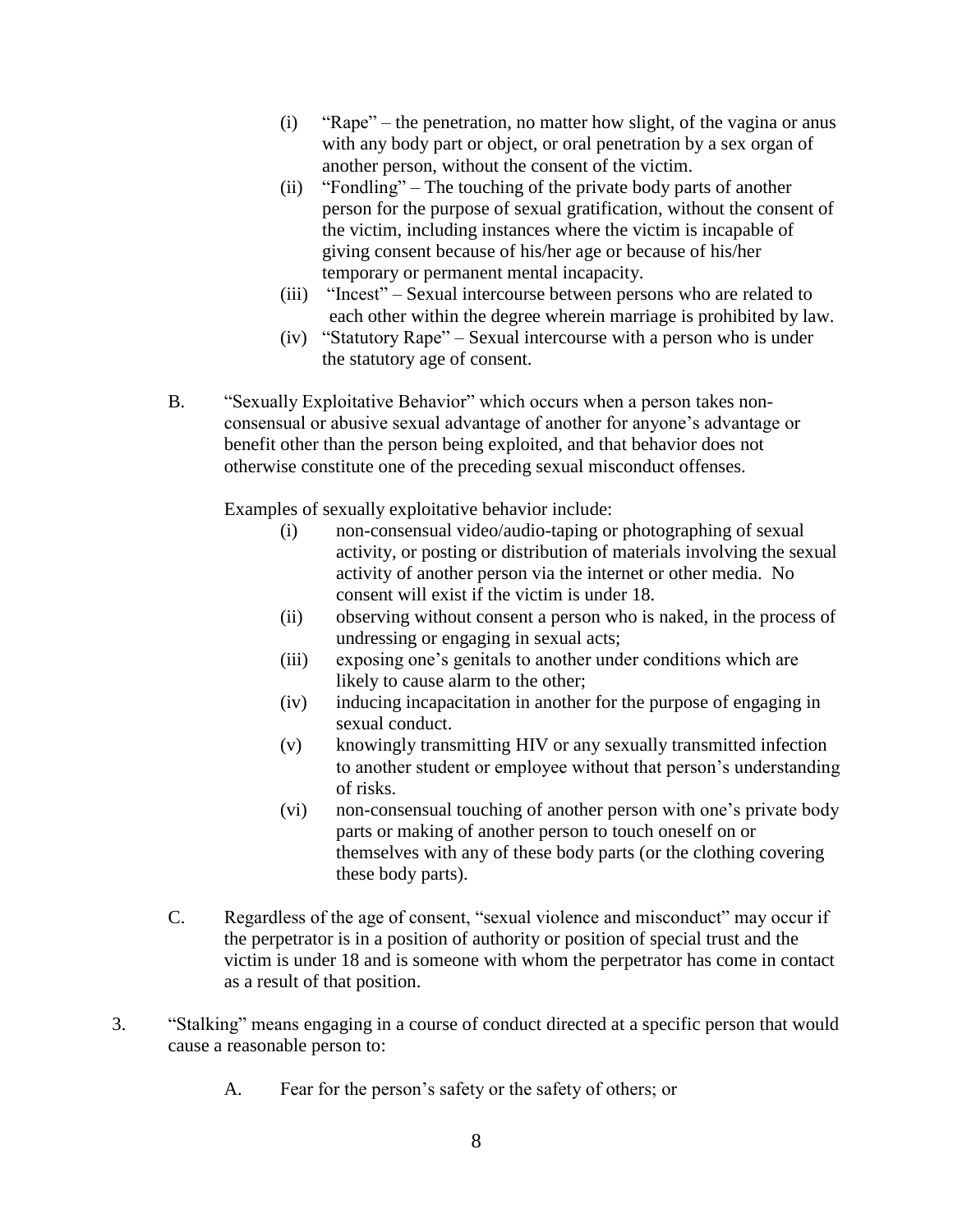(i) "Rape" – the penetration, no matter how slight, of the vagina or anus with any body part or object, or oral penetration by a sex organ of another person, without the consent of the victim.

(ii) "Fondling" – The touching of the private body parts of another person for the purpose of sexual gratification, without the consent of the victim, including instances where the victim is incapable of giving consent because of his/her age or because of his/her temporary or permanent mental incapacity.

(iii) "Incest" – Sexual intercourse between persons who are related to each other within the degree wherein marriage is prohibited by law.

(iv) "Statutory Rape" – Sexual intercourse with a person who is under the statutory age of consent.

B. "Sexually Exploitative Behavior" which occurs when a person takes non-consensual or abusive sexual advantage of another for anyone's advantage or benefit other than the person being exploited, and that behavior does not otherwise constitute one of the preceding sexual misconduct offenses.

Examples of sexually exploitative behavior include:

(i) non-consensual video/audio-taping or photographing of sexual activity, or posting or distribution of materials involving the sexual activity of another person via the internet or other media. No consent will exist if the victim is under 18.

(ii) observing without consent a person who is naked, in the process of undressing or engaging in sexual acts;

(iii) exposing one's genitals to another under conditions which are likely to cause alarm to the other;

(iv) inducing incapacitation in another for the purpose of engaging in sexual conduct.

(v) knowingly transmitting HIV or any sexually transmitted infection to another student or employee without that person's understanding of risks.

(vi) non-consensual touching of another person with one's private body parts or making of another person to touch oneself on or themselves with any of these body parts (or the clothing covering these body parts).

C. Regardless of the age of consent, "sexual violence and misconduct" may occur if the perpetrator is in a position of authority or position of special trust and the victim is under 18 and is someone with whom the perpetrator has come in contact as a result of that position.

3. "Stalking" means engaging in a course of conduct directed at a specific person that would cause a reasonable person to:

A. Fear for the person's safety or the safety of others; or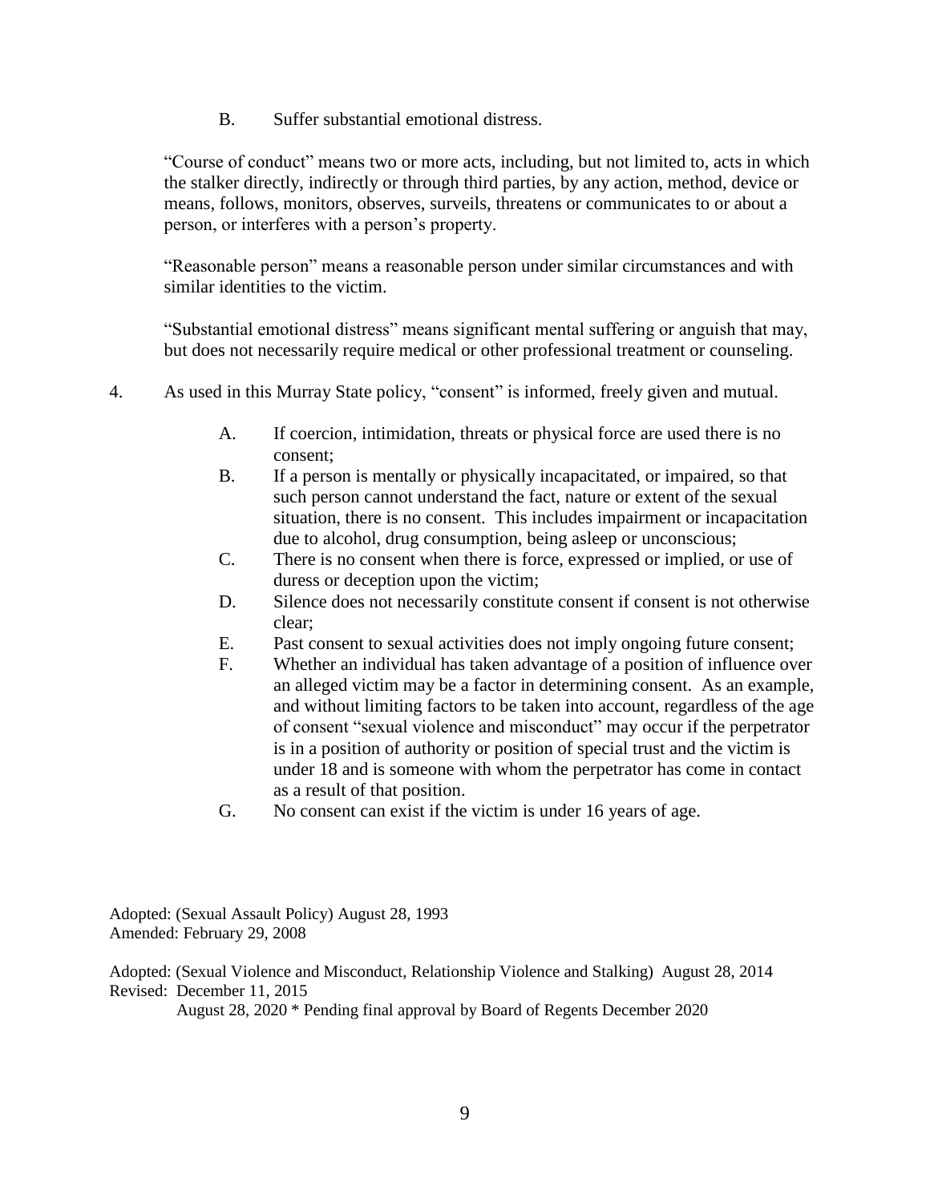B. Suffer substantial emotional distress.

"Course of conduct" means two or more acts, including, but not limited to, acts in which the stalker directly, indirectly or through third parties, by any action, method, device or means, follows, monitors, observes, surveils, threatens or communicates to or about a person, or interferes with a person's property.

"Reasonable person" means a reasonable person under similar circumstances and with similar identities to the victim.

"Substantial emotional distress" means significant mental suffering or anguish that may, but does not necessarily require medical or other professional treatment or counseling.

4. As used in this Murray State policy, "consent" is informed, freely given and mutual.

   A. If coercion, intimidation, threats or physical force are used there is no consent;
   B. If a person is mentally or physically incapacitated, or impaired, so that such person cannot understand the fact, nature or extent of the sexual situation, there is no consent. This includes impairment or incapacitation due to alcohol, drug consumption, being asleep or unconscious;
   C. There is no consent when there is force, expressed or implied, or use of duress or deception upon the victim;
   D. Silence does not necessarily constitute consent if consent is not otherwise clear;
   E. Past consent to sexual activities does not imply ongoing future consent;
   F. Whether an individual has taken advantage of a position of influence over an alleged victim may be a factor in determining consent. As an example, and without limiting factors to be taken into account, regardless of the age of consent "sexual violence and misconduct" may occur if the perpetrator is in a position of authority or position of special trust and the victim is under 18 and is someone with whom the perpetrator has come in contact as a result of that position.
   G. No consent can exist if the victim is under 16 years of age.

Adopted: (Sexual Assault Policy) August 28, 1993
Amended: February 29, 2008

Adopted: (Sexual Violence and Misconduct, Relationship Violence and Stalking) August 28, 2014
Revised: December 11, 2015
August 28, 2020 * Pending final approval by Board of Regents December 2020